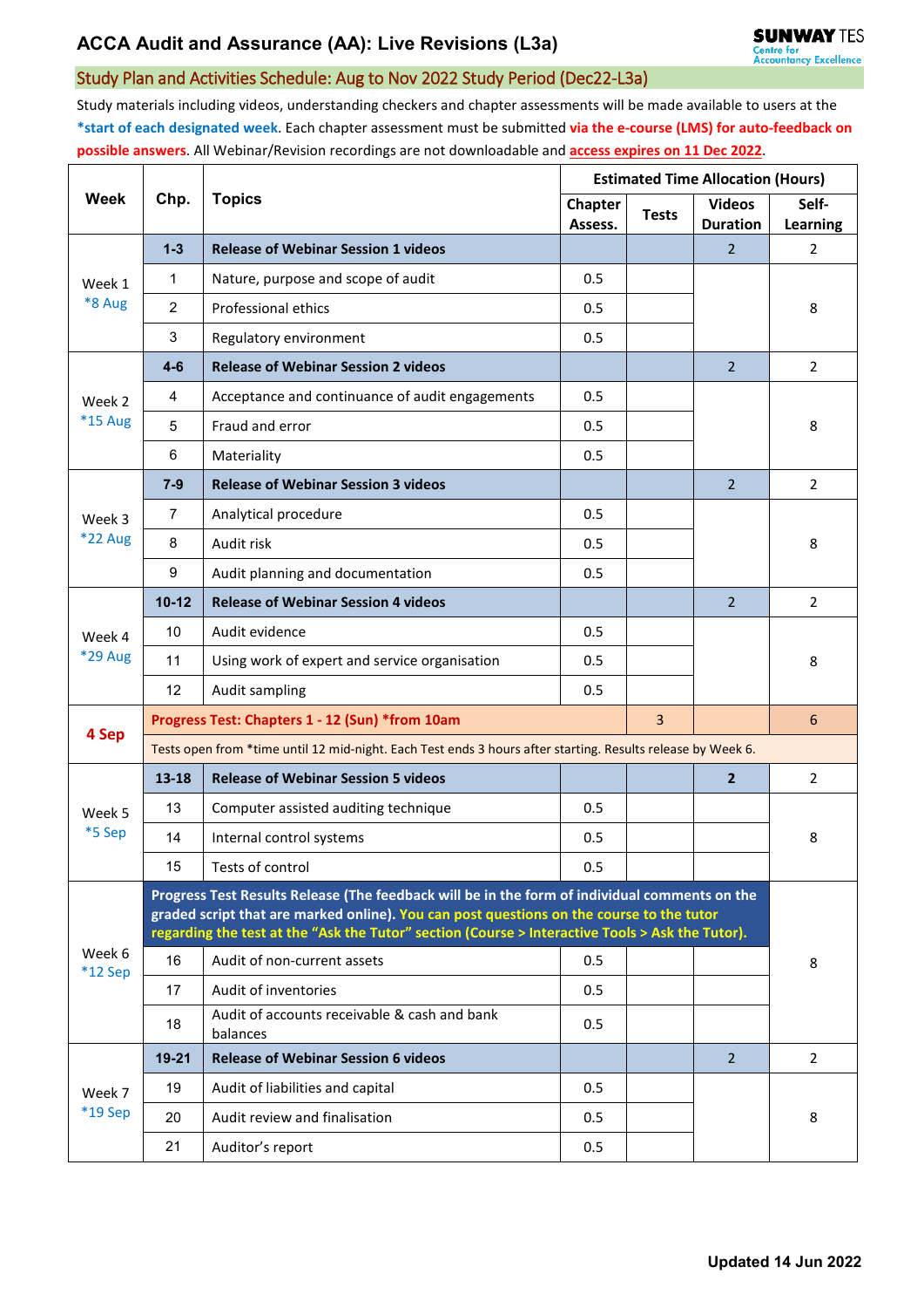# ACCA Audit and Assurance (AA): Live Revisions (L3a)

SUNWAY TES Centre for Accountancy Excellence

## Study Plan and Activities Schedule: Aug to Nov 2022 Study Period (Dec22-L3a)

Study materials including videos, understanding checkers and chapter assessments will be made available to users at the **\*start of each designated week**. Each chapter assessment must be submitted **via the e-course (LMS) for auto-feedback on possible answers**. All Webinar/Revision recordings are not downloadable and **access expires on 11 Dec 2022**.

| Week | Chp. | Topics | Estimated Time Allocation (Hours) | | | |
|---|---|---|---|---|---|---|
| | | | Chapter Assess. | Tests | Videos Duration | Self-Learning |
| Week 1 *8 Aug | **1-3** | **Release of Webinar Session 1 videos** | | | 2 | 2 |
| | 1 | Nature, purpose and scope of audit | 0.5 | | | 8 |
| | 2 | Professional ethics | 0.5 | | | |
| | 3 | Regulatory environment | 0.5 | | | |
| Week 2 *15 Aug | **4-6** | **Release of Webinar Session 2 videos** | | | 2 | 2 |
| | 4 | Acceptance and continuance of audit engagements | 0.5 | | | 8 |
| | 5 | Fraud and error | 0.5 | | | |
| | 6 | Materiality | 0.5 | | | |
| Week 3 *22 Aug | **7-9** | **Release of Webinar Session 3 videos** | | | 2 | 2 |
| | 7 | Analytical procedure | 0.5 | | | 8 |
| | 8 | Audit risk | 0.5 | | | |
| | 9 | Audit planning and documentation | 0.5 | | | |
| Week 4 *29 Aug | **10-12** | **Release of Webinar Session 4 videos** | | | 2 | 2 |
| | 10 | Audit evidence | 0.5 | | | 8 |
| | 11 | Using work of expert and service organisation | 0.5 | | | |
| | 12 | Audit sampling | 0.5 | | | |
| **4 Sep** | **Progress Test: Chapters 1 - 12 (Sun) *from 10am** | | | 3 | | 6 |
| | Tests open from *time until 12 mid-night. Each Test ends 3 hours after starting. Results release by Week 6. | | | | | |
| Week 5 *5 Sep | **13-18** | **Release of Webinar Session 5 videos** | | | **2** | 2 |
| | 13 | Computer assisted auditing technique | 0.5 | | | 8 |
| | 14 | Internal control systems | 0.5 | | | |
| | 15 | Tests of control | 0.5 | | | |
| Week 6 *12 Sep | **Progress Test Results Release (The feedback will be in the form of individual comments on the graded script that are marked online). You can post questions on the course to the tutor regarding the test at the "Ask the Tutor" section (Course > Interactive Tools > Ask the Tutor).** | | | | | 8 |
| | 16 | Audit of non-current assets | 0.5 | | | |
| | 17 | Audit of inventories | 0.5 | | | |
| | 18 | Audit of accounts receivable & cash and bank balances | 0.5 | | | |
| Week 7 *19 Sep | **19-21** | **Release of Webinar Session 6 videos** | | | 2 | 2 |
| | 19 | Audit of liabilities and capital | 0.5 | | | 8 |
| | 20 | Audit review and finalisation | 0.5 | | | |
| | 21 | Auditor's report | 0.5 | | | |

**Updated 14 Jun 2022**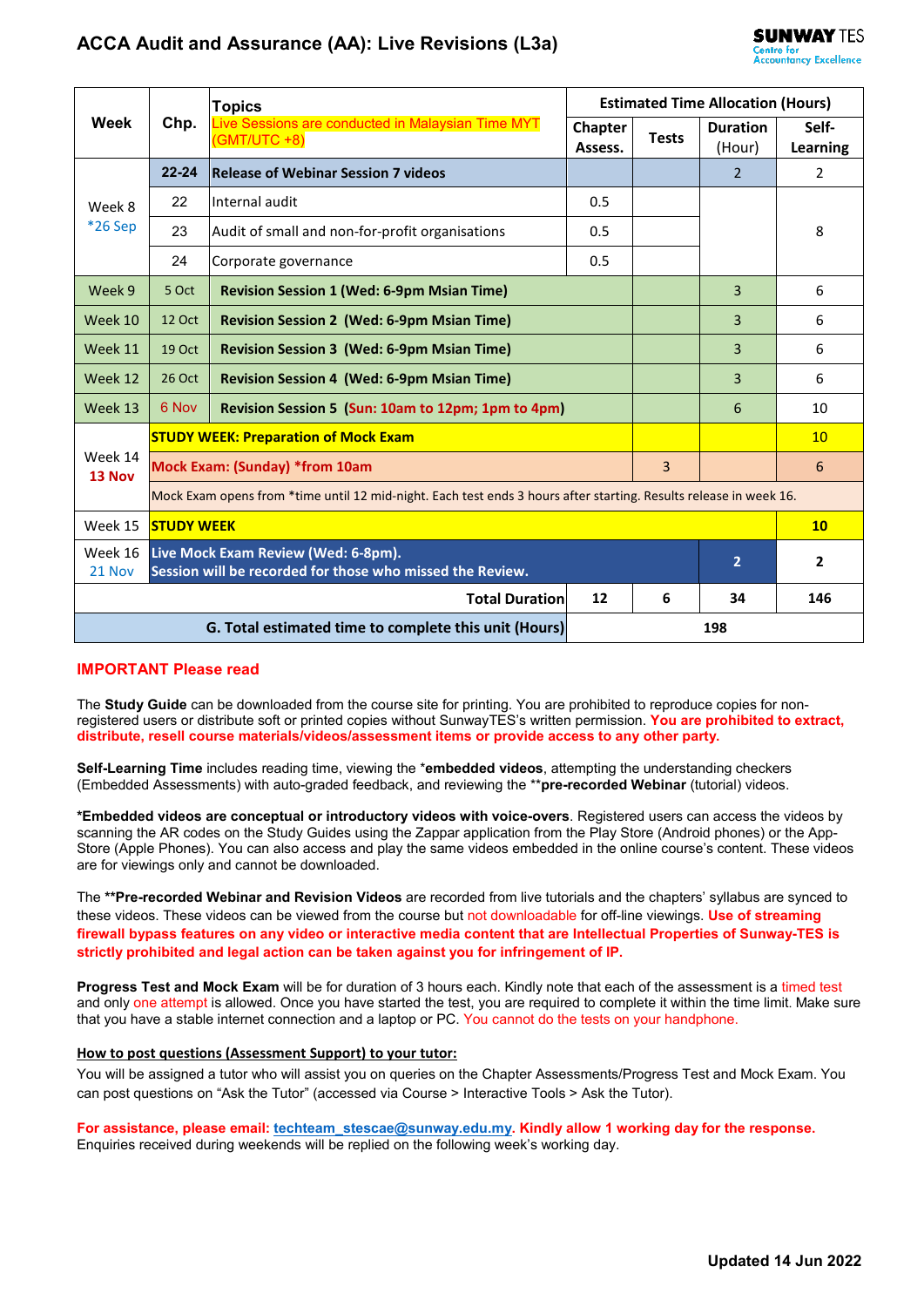# ACCA Audit and Assurance (AA): Live Revisions (L3a)

| Week | Chp. | Topics<br>Live Sessions are conducted in Malaysian Time MYT (GMT/UTC +8) | Estimated Time Allocation (Hours) | | | |
|---|---|---|---|---|---|---|
| | | | Chapter Assess. | Tests | Duration (Hour) | Self-Learning |
| Week 8<br>*26 Sep | 22-24 | **Release of Webinar Session 7 videos** | | | 2 | 2 |
| | 22 | Internal audit | 0.5 | | | 8 |
| | 23 | Audit of small and non-for-profit organisations | 0.5 | | | |
| | 24 | Corporate governance | 0.5 | | | |
| Week 9 | 5 Oct | **Revision Session 1 (Wed: 6-9pm Msian Time)** | | | 3 | 6 |
| Week 10 | 12 Oct | **Revision Session 2 (Wed: 6-9pm Msian Time)** | | | 3 | 6 |
| Week 11 | 19 Oct | **Revision Session 3 (Wed: 6-9pm Msian Time)** | | | 3 | 6 |
| Week 12 | 26 Oct | **Revision Session 4 (Wed: 6-9pm Msian Time)** | | | 3 | 6 |
| Week 13 | 6 Nov | **Revision Session 5 (Sun: 10am to 12pm; 1pm to 4pm)** | | | 6 | 10 |
| Week 14<br>**13 Nov** | | **STUDY WEEK: Preparation of Mock Exam** | | | | 10 |
| | | **Mock Exam: (Sunday) *from 10am** | | 3 | | 6 |
| | | Mock Exam opens from *time until 12 mid-night. Each test ends 3 hours after starting. Results release in week 16. | | | | |
| Week 15 | | **STUDY WEEK** | | | | **10** |
| Week 16<br>21 Nov | | **Live Mock Exam Review (Wed: 6-8pm).**<br>**Session will be recorded for those who missed the Review.** | | | **2** | **2** |
| | | **Total Duration** | **12** | **6** | **34** | **146** |
| | | **G. Total estimated time to complete this unit (Hours)** | **198** | | | |

**IMPORTANT Please read**

The **Study Guide** can be downloaded from the course site for printing. You are prohibited to reproduce copies for non-registered users or distribute soft or printed copies without SunwayTES's written permission. **You are prohibited to extract, distribute, resell course materials/videos/assessment items or provide access to any other party.**

**Self-Learning Time** includes reading time, viewing the ***embedded videos**, attempting the understanding checkers (Embedded Assessments) with auto-graded feedback, and reviewing the ****pre-recorded Webinar** (tutorial) videos.

***Embedded videos are conceptual or introductory videos with voice-overs**. Registered users can access the videos by scanning the AR codes on the Study Guides using the Zappar application from the Play Store (Android phones) or the App-Store (Apple Phones). You can also access and play the same videos embedded in the online course's content. These videos are for viewings only and cannot be downloaded.

The ****Pre-recorded Webinar and Revision Videos** are recorded from live tutorials and the chapters' syllabus are synced to these videos. These videos can be viewed from the course but not downloadable for off-line viewings. **Use of streaming firewall bypass features on any video or interactive media content that are Intellectual Properties of Sunway-TES is strictly prohibited and legal action can be taken against you for infringement of IP.**

**Progress Test and Mock Exam** will be for duration of 3 hours each. Kindly note that each of the assessment is a timed test and only one attempt is allowed. Once you have started the test, you are required to complete it within the time limit. Make sure that you have a stable internet connection and a laptop or PC. You cannot do the tests on your handphone.

**How to post questions (Assessment Support) to your tutor:**

You will be assigned a tutor who will assist you on queries on the Chapter Assessments/Progress Test and Mock Exam. You can post questions on "Ask the Tutor" (accessed via Course > Interactive Tools > Ask the Tutor).

**For assistance, please email: techteam_stescae@sunway.edu.my. Kindly allow 1 working day for the response.**
Enquiries received during weekends will be replied on the following week's working day.

**Updated 14 Jun 2022**